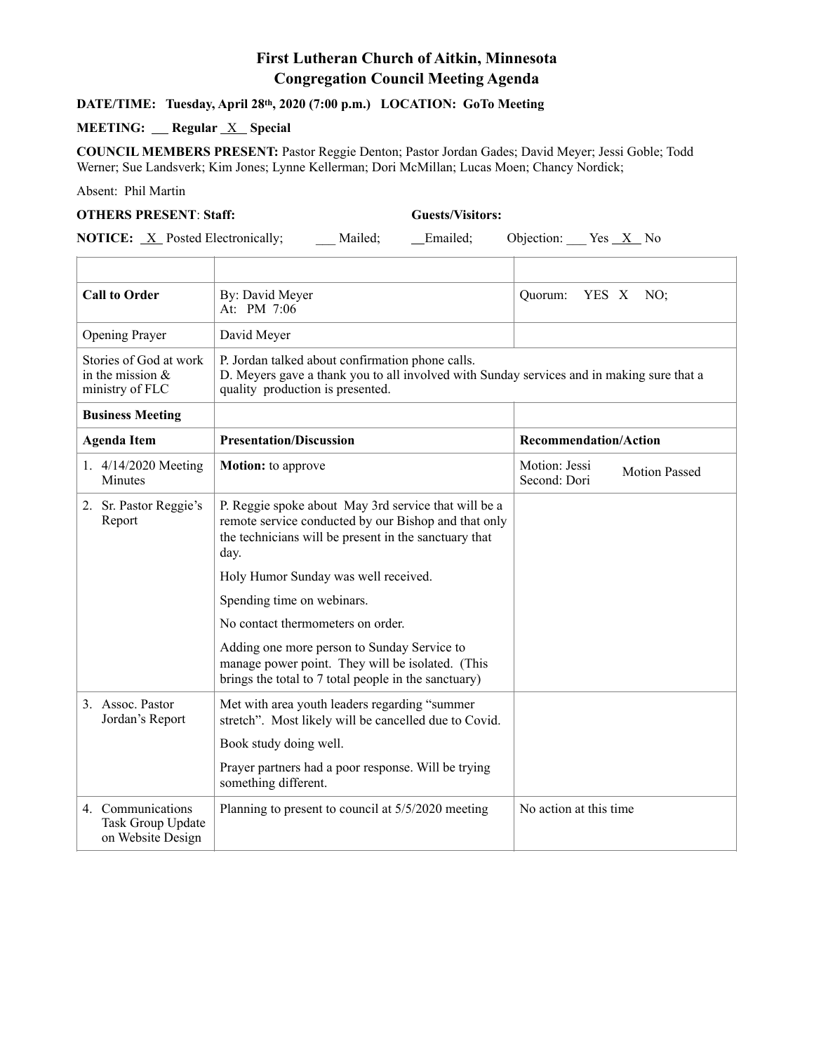# First Lutheran Church of Aitkin, Minnesota
# Congregation Council Meeting Agenda

**DATE/TIME: Tuesday, April 28th, 2020 (7:00 p.m.) LOCATION: GoTo Meeting**

**MEETING: \_\_\_ Regular \_X\_ Special**

**COUNCIL MEMBERS PRESENT:** Pastor Reggie Denton; Pastor Jordan Gades; David Meyer; Jessi Goble; Todd Werner; Sue Landsverk; Kim Jones; Lynne Kellerman; Dori McMillan; Lucas Moen; Chancy Nordick;

Absent: Phil Martin

**OTHERS PRESENT**: **Staff:** **Guests/Visitors:**

**NOTICE:** \_X\_ Posted Electronically; \_\_\_ Mailed; \_\_Emailed; Objection: \_\_\_ Yes \_X\_ No

| | | |
|---|---|---|
| **Call to Order** | By: David Meyer<br>At: PM 7:06 | Quorum: YES X NO; |
| Opening Prayer | David Meyer | |
| Stories of God at work in the mission & ministry of FLC | P. Jordan talked about confirmation phone calls.<br>D. Meyers gave a thank you to all involved with Sunday services and in making sure that a quality production is presented. | |
| **Business Meeting** | | |
| **Agenda Item** | **Presentation/Discussion** | **Recommendation/Action** |
| 1. 4/14/2020 Meeting Minutes | **Motion:** to approve | Motion: Jessi<br>Second: Dori<br>Motion Passed |
| 2. Sr. Pastor Reggie's Report | P. Reggie spoke about May 3rd service that will be a remote service conducted by our Bishop and that only the technicians will be present in the sanctuary that day.<br>Holy Humor Sunday was well received.<br>Spending time on webinars.<br>No contact thermometers on order.<br>Adding one more person to Sunday Service to manage power point. They will be isolated. (This brings the total to 7 total people in the sanctuary) | |
| 3. Assoc. Pastor Jordan's Report | Met with area youth leaders regarding "summer stretch". Most likely will be cancelled due to Covid.<br>Book study doing well.<br>Prayer partners had a poor response. Will be trying something different. | |
| 4. Communications Task Group Update on Website Design | Planning to present to council at 5/5/2020 meeting | No action at this time |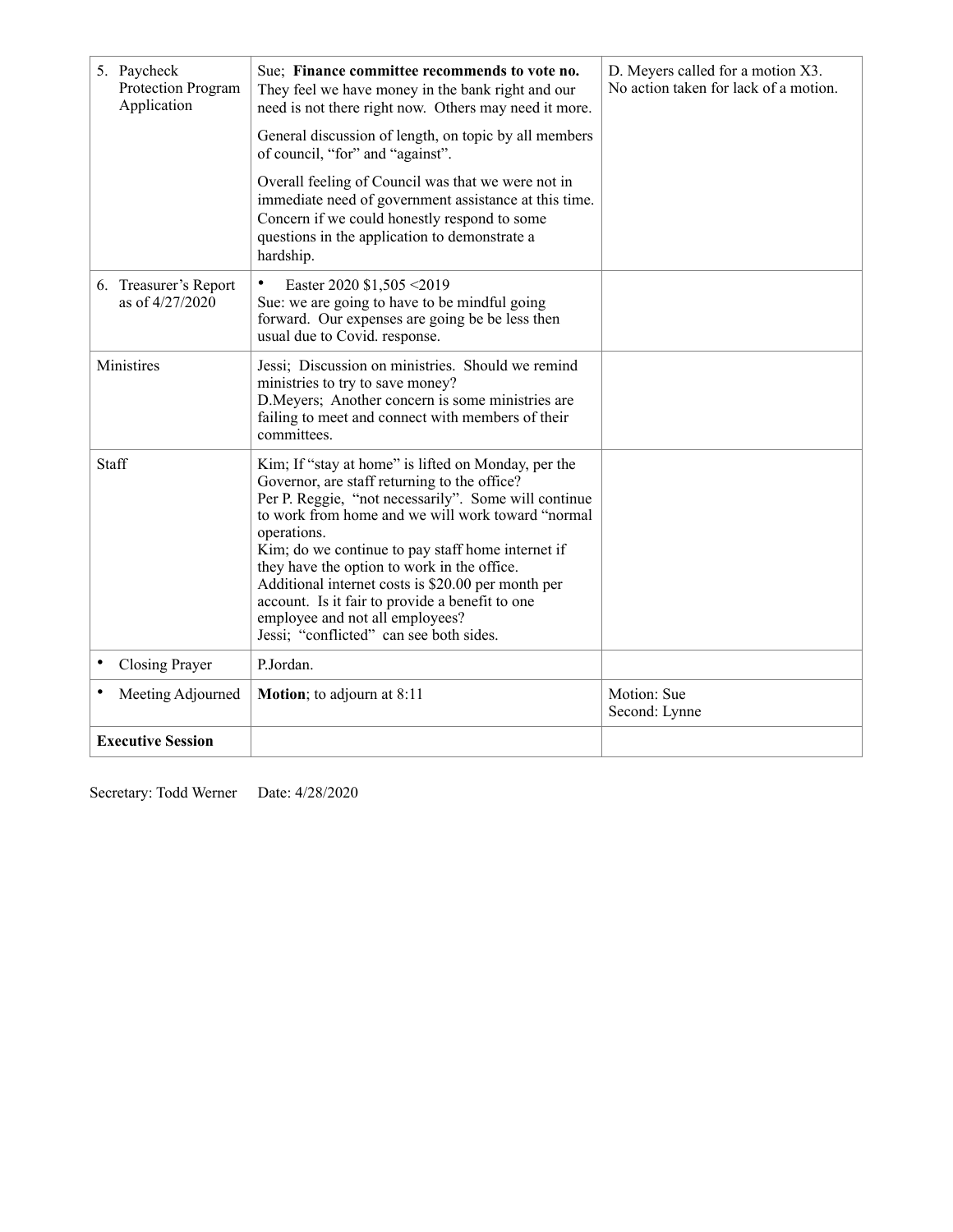| | | |
|---|---|---|
| 5. Paycheck Protection Program Application | Sue; **Finance committee recommends to vote no.** They feel we have money in the bank right and our need is not there right now. Others may need it more.<br><br>General discussion of length, on topic by all members of council, "for" and "against".<br><br>Overall feeling of Council was that we were not in immediate need of government assistance at this time. Concern if we could honestly respond to some questions in the application to demonstrate a hardship. | D. Meyers called for a motion X3. No action taken for lack of a motion. |
| 6. Treasurer's Report as of 4/27/2020 | • Easter 2020 $1,505 <2019<br>Sue: we are going to have to be mindful going forward. Our expenses are going be be less then usual due to Covid. response. | |
| Ministires | Jessi; Discussion on ministries. Should we remind ministries to try to save money?<br>D.Meyers; Another concern is some ministries are failing to meet and connect with members of their committees. | |
| Staff | Kim; If "stay at home" is lifted on Monday, per the Governor, are staff returning to the office?<br>Per P. Reggie, "not necessarily". Some will continue to work from home and we will work toward "normal operations.<br>Kim; do we continue to pay staff home internet if they have the option to work in the office. Additional internet costs is $20.00 per month per account. Is it fair to provide a benefit to one employee and not all employees?<br>Jessi; "conflicted" can see both sides. | |
| • Closing Prayer | P.Jordan. | |
| • Meeting Adjourned | **Motion**; to adjourn at 8:11 | Motion: Sue<br>Second: Lynne |
| **Executive Session** | | |

Secretary: Todd Werner Date: 4/28/2020